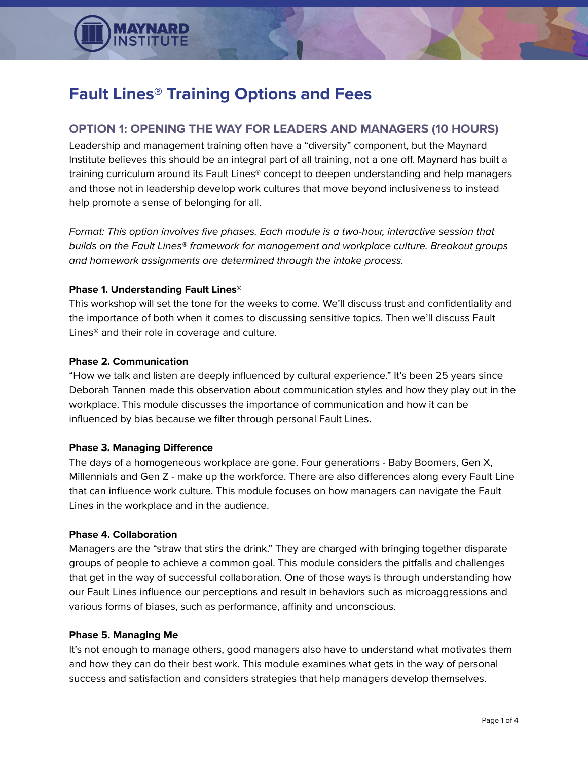# Fault Lines® Training Options and Fees

## OPTION 1: OPENING THE WAY FOR LEADERS AND MANAGERS (10 HOURS)

Leadership and management training often have a "diversity" component, but the Maynard Institute believes this should be an integral part of all training, not a one off. Maynard has built a training curriculum around its Fault Lines® concept to deepen understanding and help managers and those not in leadership develop work cultures that move beyond inclusiveness to instead help promote a sense of belonging for all.

*Format: This option involves five phases. Each module is a two-hour, interactive session that builds on the Fault Lines® framework for management and workplace culture. Breakout groups and homework assignments are determined through the intake process.*

**Phase 1. Understanding Fault Lines®**

This workshop will set the tone for the weeks to come. We'll discuss trust and confidentiality and the importance of both when it comes to discussing sensitive topics. Then we'll discuss Fault Lines® and their role in coverage and culture.

**Phase 2. Communication**

"How we talk and listen are deeply influenced by cultural experience." It's been 25 years since Deborah Tannen made this observation about communication styles and how they play out in the workplace. This module discusses the importance of communication and how it can be influenced by bias because we filter through personal Fault Lines.

**Phase 3. Managing Difference**

The days of a homogeneous workplace are gone. Four generations - Baby Boomers, Gen X, Millennials and Gen Z - make up the workforce. There are also differences along every Fault Line that can influence work culture. This module focuses on how managers can navigate the Fault Lines in the workplace and in the audience.

**Phase 4. Collaboration**

Managers are the "straw that stirs the drink." They are charged with bringing together disparate groups of people to achieve a common goal. This module considers the pitfalls and challenges that get in the way of successful collaboration. One of those ways is through understanding how our Fault Lines influence our perceptions and result in behaviors such as microaggressions and various forms of biases, such as performance, affinity and unconscious.

**Phase 5. Managing Me**

It's not enough to manage others, good managers also have to understand what motivates them and how they can do their best work. This module examines what gets in the way of personal success and satisfaction and considers strategies that help managers develop themselves.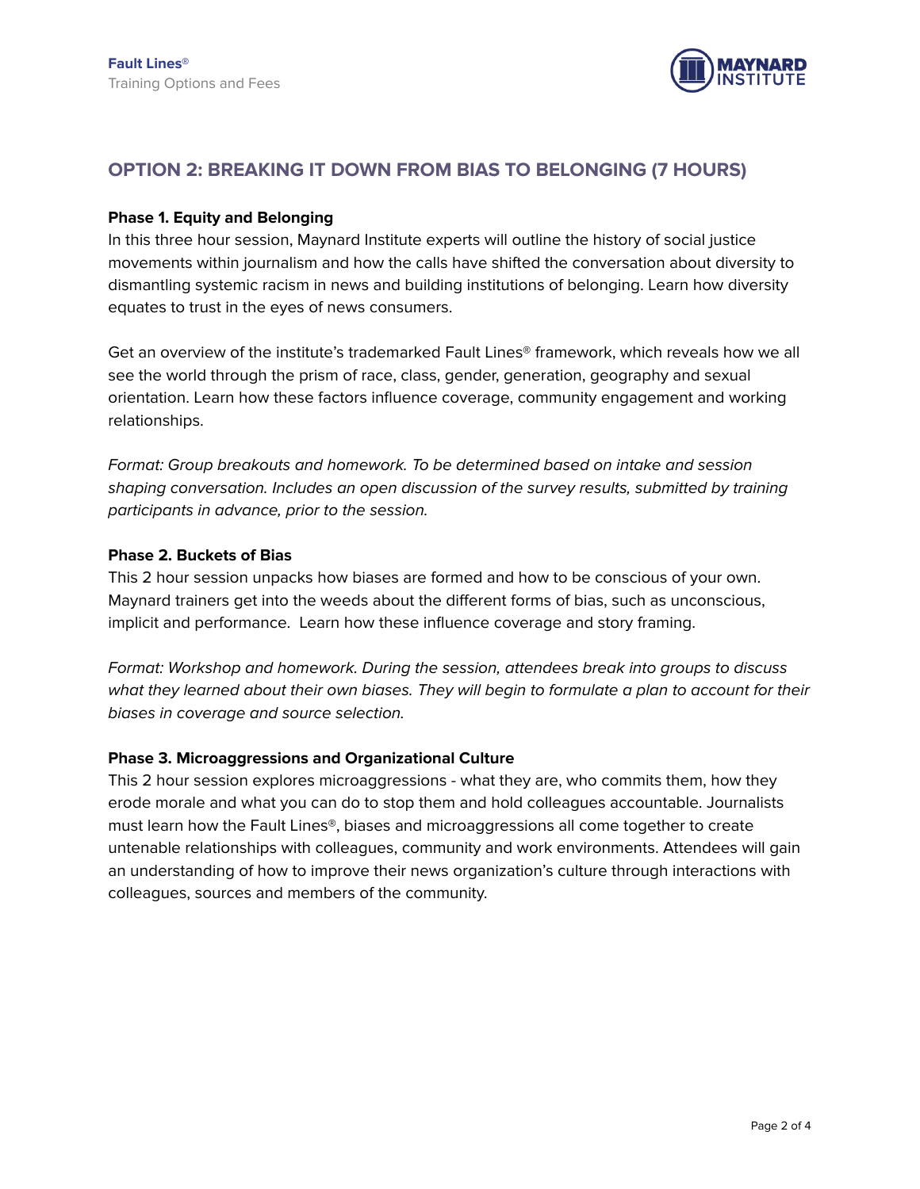## OPTION 2: BREAKING IT DOWN FROM BIAS TO BELONGING (7 HOURS)

**Phase 1. Equity and Belonging**

In this three hour session, Maynard Institute experts will outline the history of social justice movements within journalism and how the calls have shifted the conversation about diversity to dismantling systemic racism in news and building institutions of belonging. Learn how diversity equates to trust in the eyes of news consumers.

Get an overview of the institute's trademarked Fault Lines® framework, which reveals how we all see the world through the prism of race, class, gender, generation, geography and sexual orientation. Learn how these factors influence coverage, community engagement and working relationships.

*Format: Group breakouts and homework. To be determined based on intake and session shaping conversation. Includes an open discussion of the survey results, submitted by training participants in advance, prior to the session.*

**Phase 2. Buckets of Bias**

This 2 hour session unpacks how biases are formed and how to be conscious of your own. Maynard trainers get into the weeds about the different forms of bias, such as unconscious, implicit and performance. Learn how these influence coverage and story framing.

*Format: Workshop and homework. During the session, attendees break into groups to discuss what they learned about their own biases. They will begin to formulate a plan to account for their biases in coverage and source selection.*

**Phase 3. Microaggressions and Organizational Culture**

This 2 hour session explores microaggressions - what they are, who commits them, how they erode morale and what you can do to stop them and hold colleagues accountable. Journalists must learn how the Fault Lines®, biases and microaggressions all come together to create untenable relationships with colleagues, community and work environments. Attendees will gain an understanding of how to improve their news organization's culture through interactions with colleagues, sources and members of the community.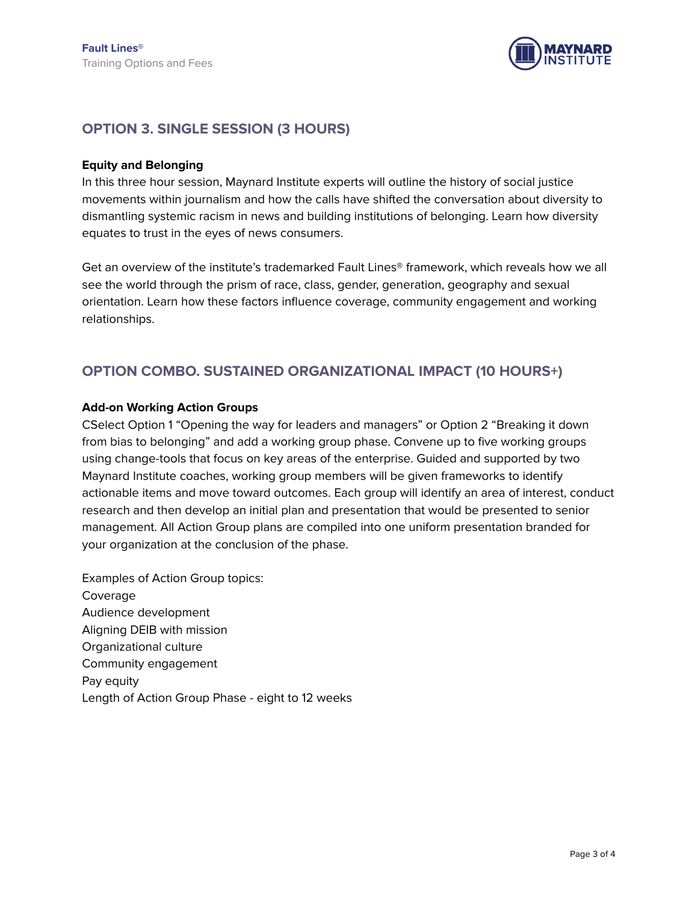## OPTION 3. SINGLE SESSION (3 HOURS)

**Equity and Belonging**

In this three hour session, Maynard Institute experts will outline the history of social justice movements within journalism and how the calls have shifted the conversation about diversity to dismantling systemic racism in news and building institutions of belonging. Learn how diversity equates to trust in the eyes of news consumers.

Get an overview of the institute's trademarked Fault Lines® framework, which reveals how we all see the world through the prism of race, class, gender, generation, geography and sexual orientation. Learn how these factors influence coverage, community engagement and working relationships.

## OPTION COMBO. SUSTAINED ORGANIZATIONAL IMPACT (10 HOURS+)

**Add-on Working Action Groups**

CSelect Option 1 "Opening the way for leaders and managers" or Option 2 "Breaking it down from bias to belonging" and add a working group phase. Convene up to five working groups using change-tools that focus on key areas of the enterprise. Guided and supported by two Maynard Institute coaches, working group members will be given frameworks to identify actionable items and move toward outcomes. Each group will identify an area of interest, conduct research and then develop an initial plan and presentation that would be presented to senior management. All Action Group plans are compiled into one uniform presentation branded for your organization at the conclusion of the phase.

Examples of Action Group topics:
Coverage
Audience development
Aligning DEIB with mission
Organizational culture
Community engagement
Pay equity
Length of Action Group Phase - eight to 12 weeks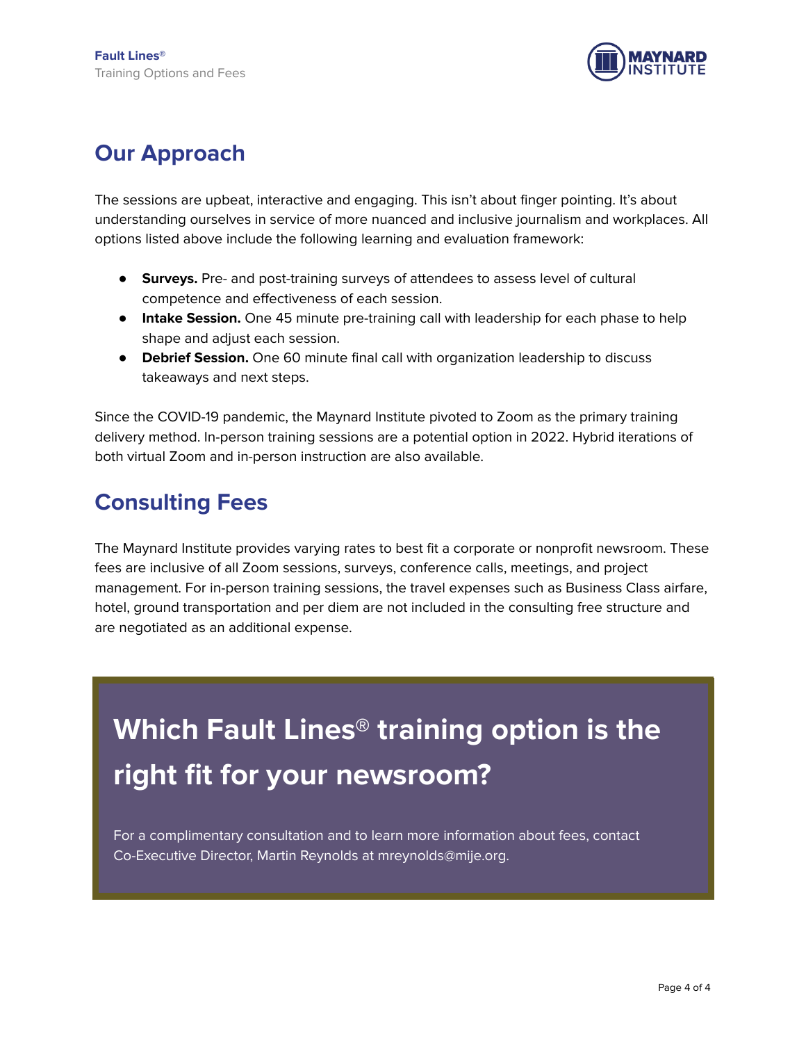## Our Approach

The sessions are upbeat, interactive and engaging. This isn't about finger pointing. It's about understanding ourselves in service of more nuanced and inclusive journalism and workplaces. All options listed above include the following learning and evaluation framework:

- **Surveys.** Pre- and post-training surveys of attendees to assess level of cultural competence and effectiveness of each session.
- **Intake Session.** One 45 minute pre-training call with leadership for each phase to help shape and adjust each session.
- **Debrief Session.** One 60 minute final call with organization leadership to discuss takeaways and next steps.

Since the COVID-19 pandemic, the Maynard Institute pivoted to Zoom as the primary training delivery method. In-person training sessions are a potential option in 2022. Hybrid iterations of both virtual Zoom and in-person instruction are also available.

## Consulting Fees

The Maynard Institute provides varying rates to best fit a corporate or nonprofit newsroom. These fees are inclusive of all Zoom sessions, surveys, conference calls, meetings, and project management. For in-person training sessions, the travel expenses such as Business Class airfare, hotel, ground transportation and per diem are not included in the consulting free structure and are negotiated as an additional expense.

## Which Fault Lines® training option is the right fit for your newsroom?

For a complimentary consultation and to learn more information about fees, contact Co-Executive Director, Martin Reynolds at mreynolds@mije.org.